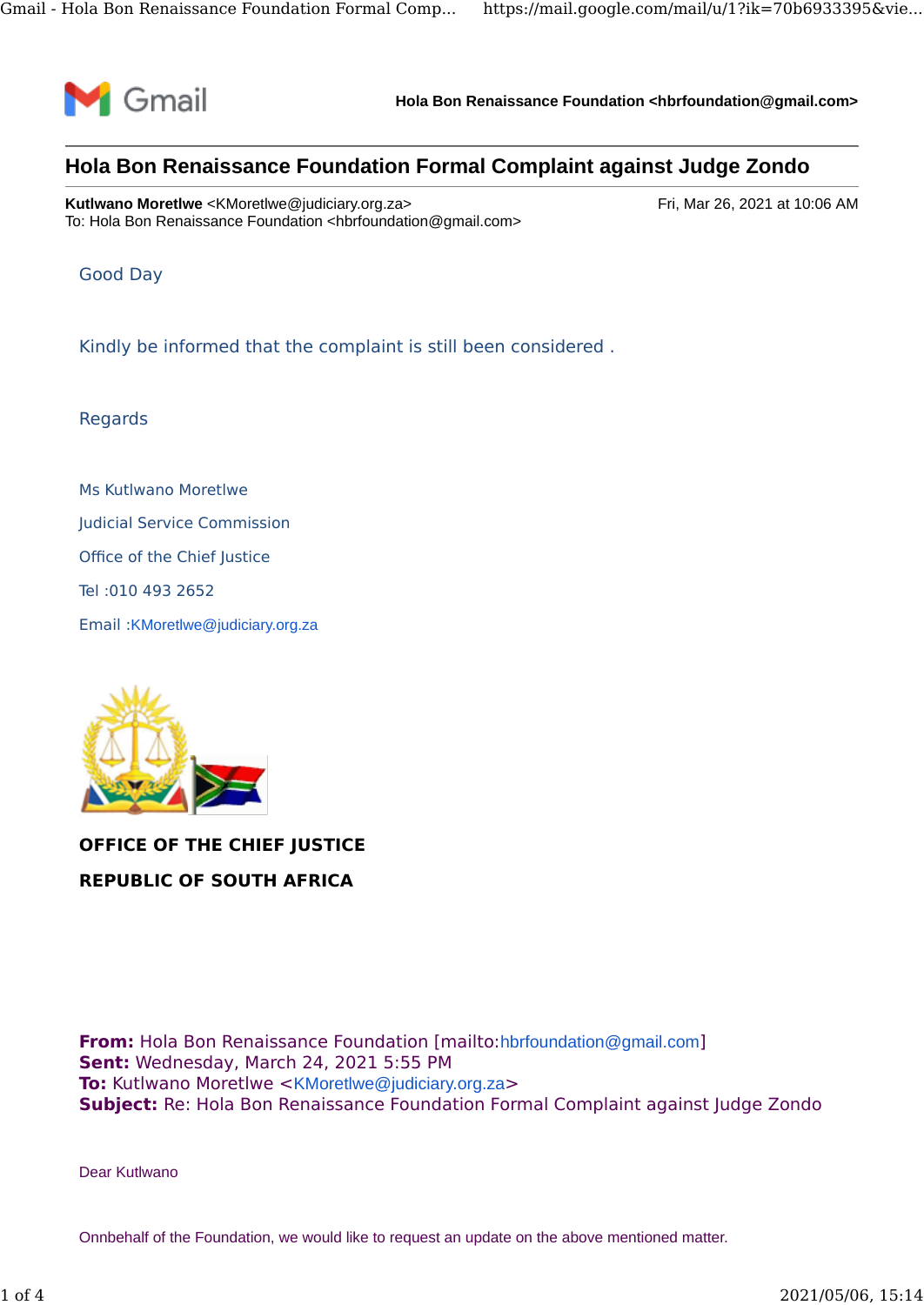Hola Bon Renaissance Foundation <hbrfoundation@gmail.com>

# Hola Bon Renaissance Foundation Formal Complaint against Judge Zondo

**Kutlwano Moretlwe** <KMoretlwe@judiciary.org.za> Fri, Mar 26, 2021 at 10:06 AM
To: Hola Bon Renaissance Foundation <hbrfoundation@gmail.com>

Good Day

Kindly be informed that the complaint is still been considered .

Regards

Ms Kutlwano Moretlwe

Judicial Service Commission

Office of the Chief Justice

Tel :010 493 2652

Email :KMoretlwe@judiciary.org.za

**OFFICE OF THE CHIEF JUSTICE**

**REPUBLIC OF SOUTH AFRICA**

**From:** Hola Bon Renaissance Foundation [mailto:hbrfoundation@gmail.com]
**Sent:** Wednesday, March 24, 2021 5:55 PM
**To:** Kutlwano Moretlwe <KMoretlwe@judiciary.org.za>
**Subject:** Re: Hola Bon Renaissance Foundation Formal Complaint against Judge Zondo

Dear Kutlwano

Onnbehalf of the Foundation, we would like to request an update on the above mentioned matter.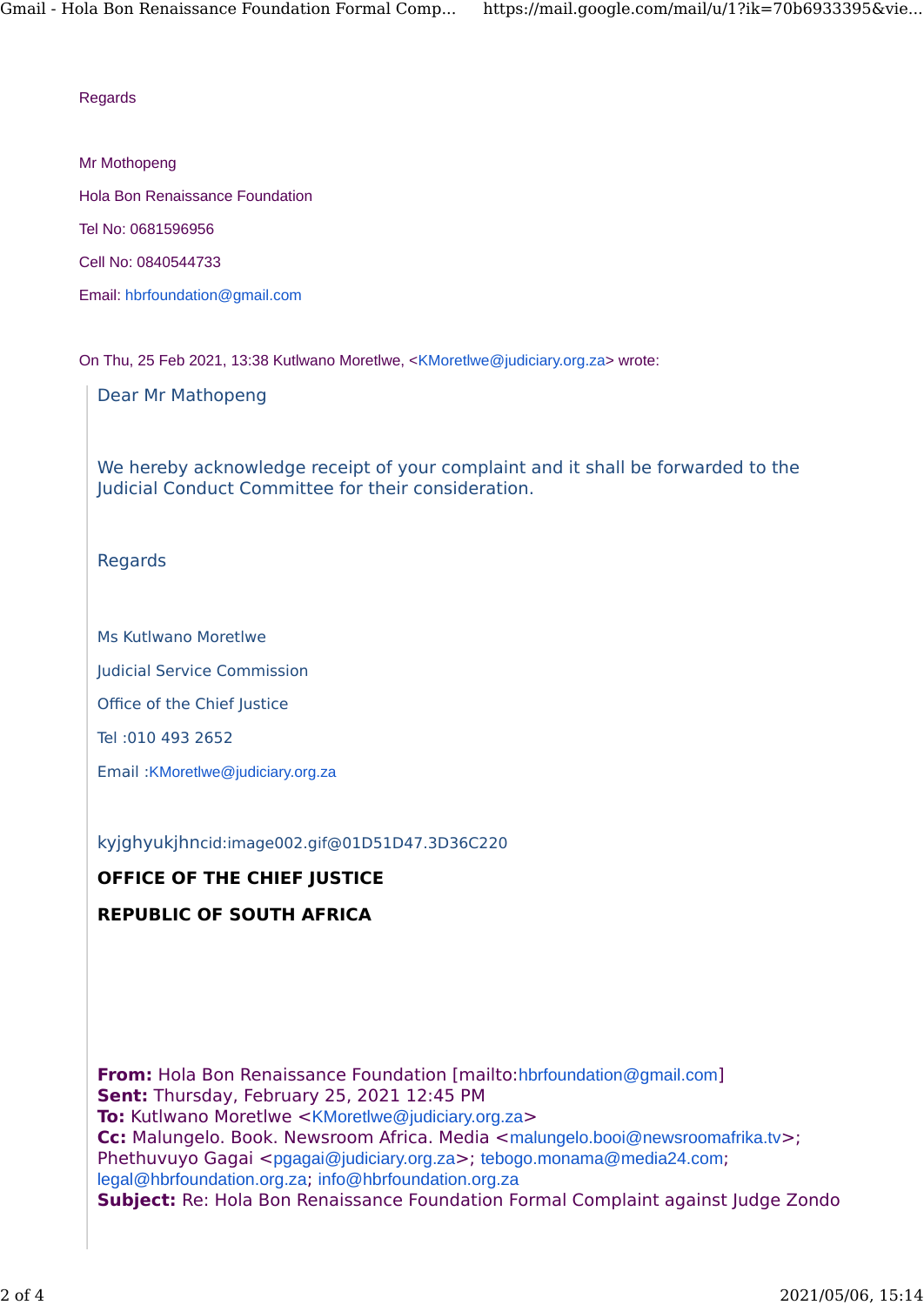Regards

Mr Mothopeng

Hola Bon Renaissance Foundation

Tel No: 0681596956

Cell No: 0840544733

Email: hbrfoundation@gmail.com

On Thu, 25 Feb 2021, 13:38 Kutlwano Moretlwe, <KMoretlwe@judiciary.org.za> wrote:

> Dear Mr Mathopeng
>
> We hereby acknowledge receipt of your complaint and it shall be forwarded to the Judicial Conduct Committee for their consideration.
>
> Regards
>
> Ms Kutlwano Moretlwe
>
> Judicial Service Commission
>
> Office of the Chief Justice
>
> Tel :010 493 2652
>
> Email :KMoretlwe@judiciary.org.za
>
> kyjghyukjhncid:image002.gif@01D51D47.3D36C220
>
> **OFFICE OF THE CHIEF JUSTICE**
>
> **REPUBLIC OF SOUTH AFRICA**
>
> **From:** Hola Bon Renaissance Foundation [mailto:hbrfoundation@gmail.com]
> **Sent:** Thursday, February 25, 2021 12:45 PM
> **To:** Kutlwano Moretlwe <KMoretlwe@judiciary.org.za>
> **Cc:** Malungelo. Book. Newsroom Africa. Media <malungelo.booi@newsroomafrika.tv>; Phethuvuyo Gagai <pgagai@judiciary.org.za>; tebogo.monama@media24.com; legal@hbrfoundation.org.za; info@hbrfoundation.org.za
> **Subject:** Re: Hola Bon Renaissance Foundation Formal Complaint against Judge Zondo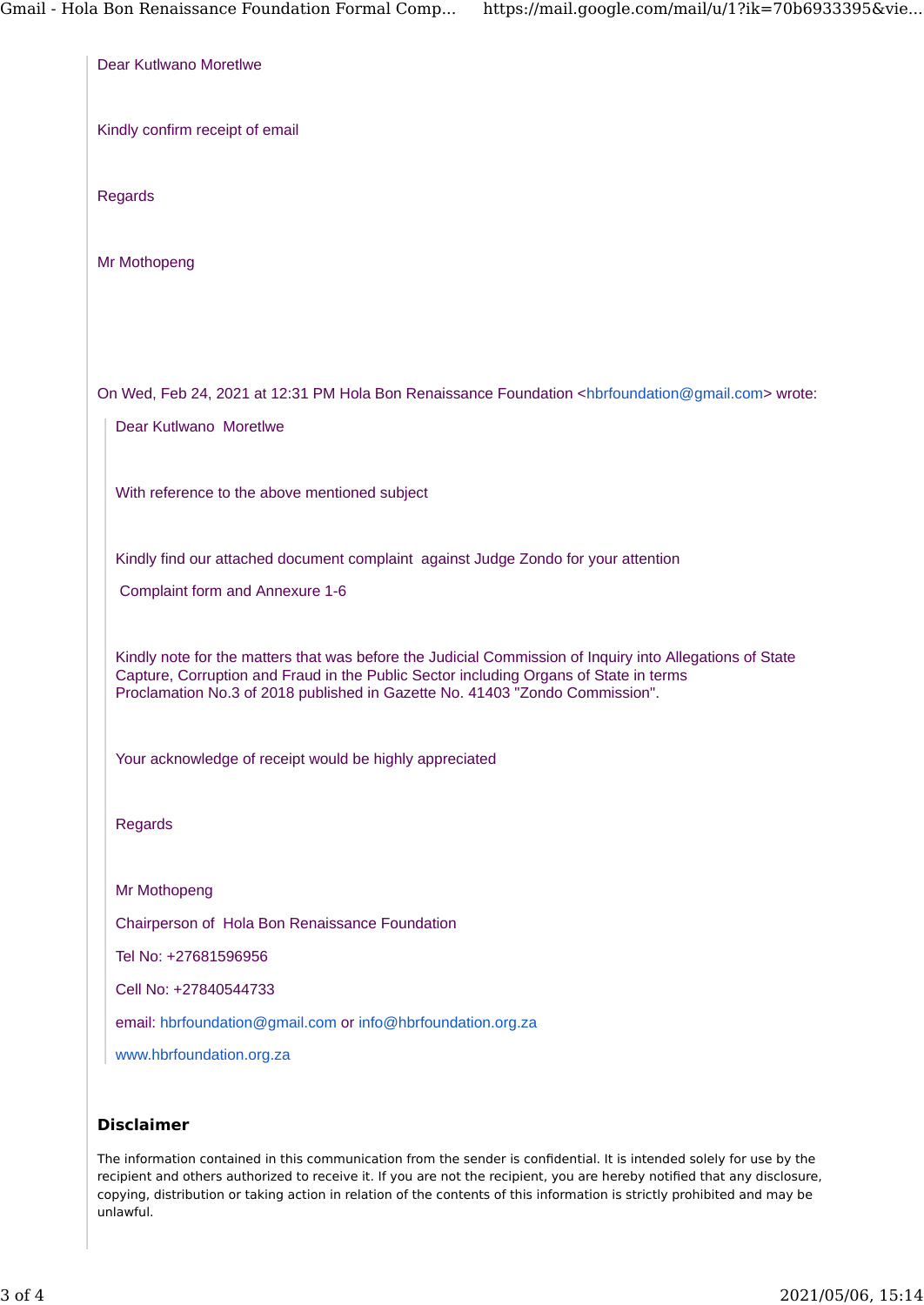Dear Kutlwano Moretlwe

Kindly confirm receipt of email

Regards

Mr Mothopeng

On Wed, Feb 24, 2021 at 12:31 PM Hola Bon Renaissance Foundation <hbrfoundation@gmail.com> wrote:

> Dear Kutlwano Moretlwe
>
> With reference to the above mentioned subject
>
> Kindly find our attached document complaint against Judge Zondo for your attention
>
> Complaint form and Annexure 1-6
>
> Kindly note for the matters that was before the Judicial Commission of Inquiry into Allegations of State Capture, Corruption and Fraud in the Public Sector including Organs of State in terms Proclamation No.3 of 2018 published in Gazette No. 41403 "Zondo Commission".
>
> Your acknowledge of receipt would be highly appreciated
>
> Regards
>
> Mr Mothopeng
>
> Chairperson of Hola Bon Renaissance Foundation
>
> Tel No: +27681596956
>
> Cell No: +27840544733
>
> email: hbrfoundation@gmail.com or info@hbrfoundation.org.za
>
> www.hbrfoundation.org.za

**Disclaimer**

The information contained in this communication from the sender is confidential. It is intended solely for use by the recipient and others authorized to receive it. If you are not the recipient, you are hereby notified that any disclosure, copying, distribution or taking action in relation of the contents of this information is strictly prohibited and may be unlawful.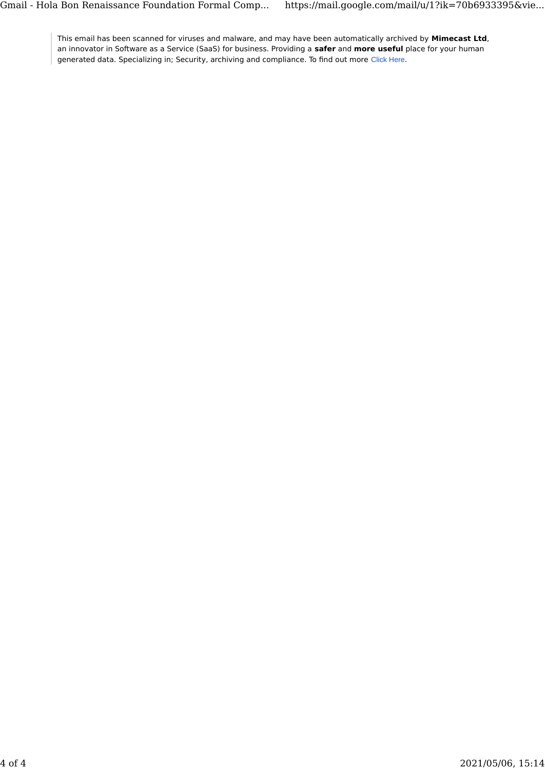> This email has been scanned for viruses and malware, and may have been automatically archived by **Mimecast Ltd**, an innovator in Software as a Service (SaaS) for business. Providing a **safer** and **more useful** place for your human generated data. Specializing in; Security, archiving and compliance. To find out more Click Here.